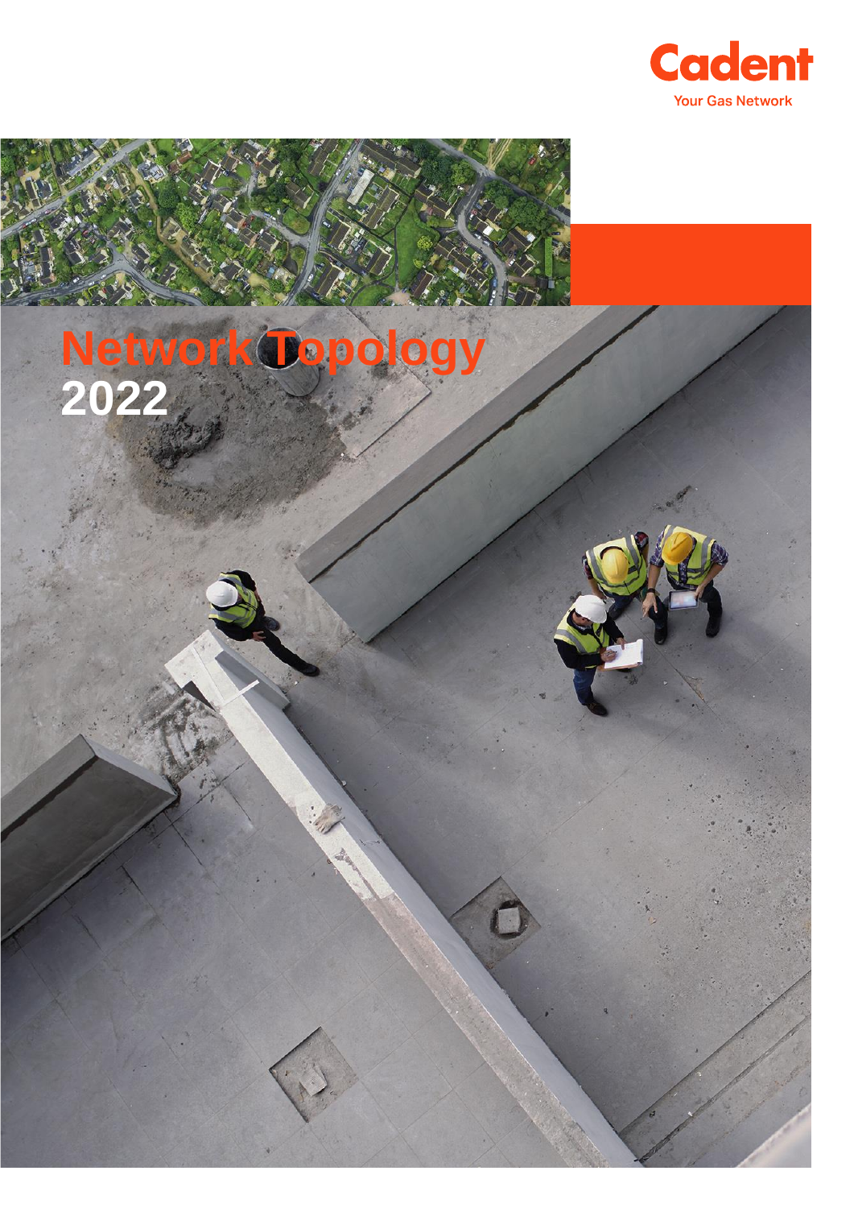Cadent

Your Gas Network

# Network Topology 2022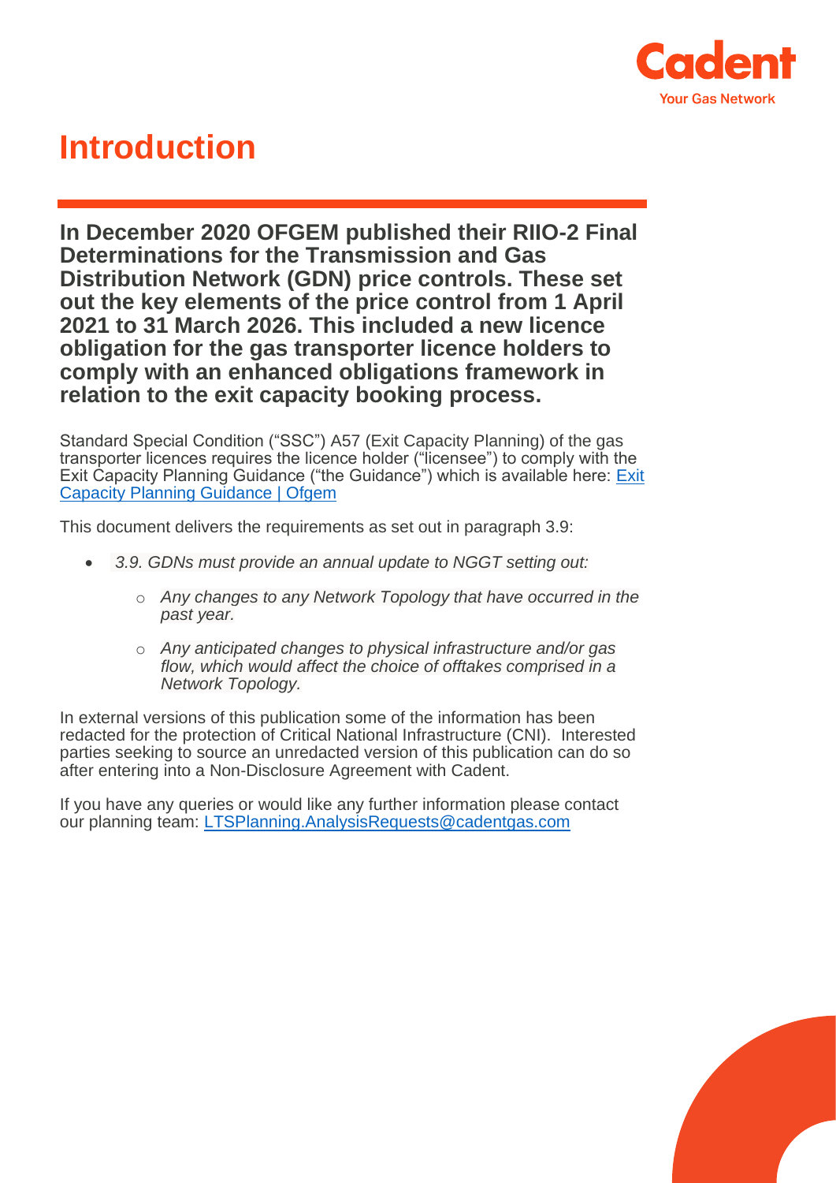# Introduction

**In December 2020 OFGEM published their RIIO-2 Final Determinations for the Transmission and Gas Distribution Network (GDN) price controls. These set out the key elements of the price control from 1 April 2021 to 31 March 2026. This included a new licence obligation for the gas transporter licence holders to comply with an enhanced obligations framework in relation to the exit capacity booking process.**

Standard Special Condition ("SSC") A57 (Exit Capacity Planning) of the gas transporter licences requires the licence holder ("licensee") to comply with the Exit Capacity Planning Guidance ("the Guidance") which is available here: [Exit Capacity Planning Guidance | Ofgem]()

This document delivers the requirements as set out in paragraph 3.9:

- *3.9. GDNs must provide an annual update to NGGT setting out:*
    - *Any changes to any Network Topology that have occurred in the past year.*
    - *Any anticipated changes to physical infrastructure and/or gas flow, which would affect the choice of offtakes comprised in a Network Topology.*

In external versions of this publication some of the information has been redacted for the protection of Critical National Infrastructure (CNI). Interested parties seeking to source an unredacted version of this publication can do so after entering into a Non-Disclosure Agreement with Cadent.

If you have any queries or would like any further information please contact our planning team: [LTSPlanning.AnalysisRequests@cadentgas.com](mailto:LTSPlanning.AnalysisRequests@cadentgas.com)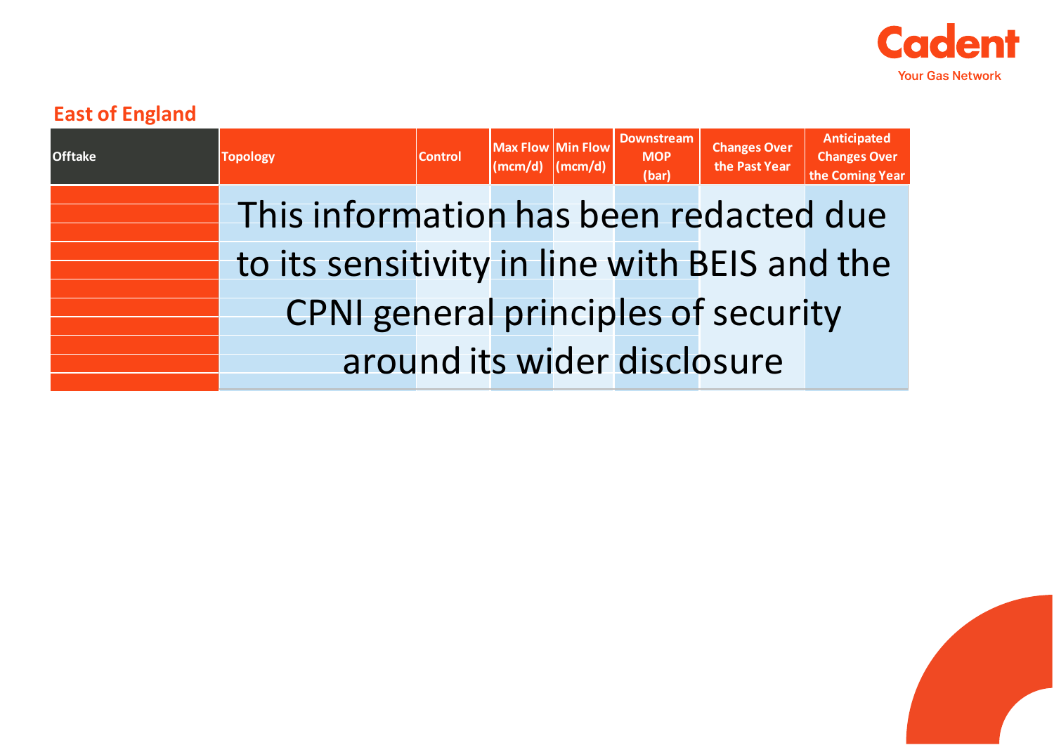## East of England

| Offtake | Topology | Control | Max Flow (mcm/d) | Min Flow (mcm/d) | Downstream MOP (bar) | Changes Over the Past Year | Anticipated Changes Over the Coming Year |
| --- | --- | --- | --- | --- | --- | --- | --- |

This information has been redacted due to its sensitivity in line with BEIS and the CPNI general principles of security around its wider disclosure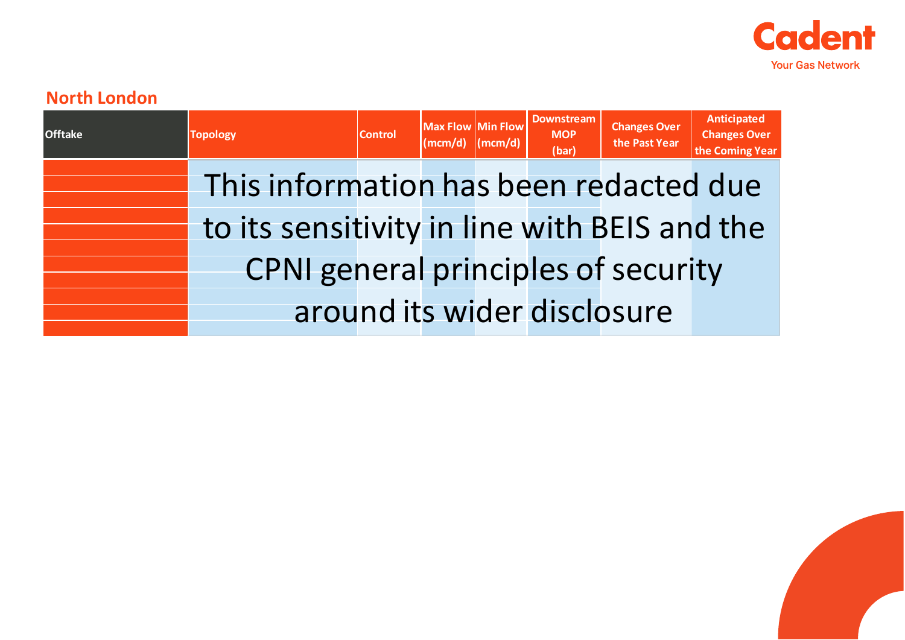## North London

| Offtake | Topology | Control | Max Flow (mcm/d) | Min Flow (mcm/d) | Downstream MOP (bar) | Changes Over the Past Year | Anticipated Changes Over the Coming Year |
|---|---|---|---|---|---|---|---|

This information has been redacted due to its sensitivity in line with BEIS and the CPNI general principles of security around its wider disclosure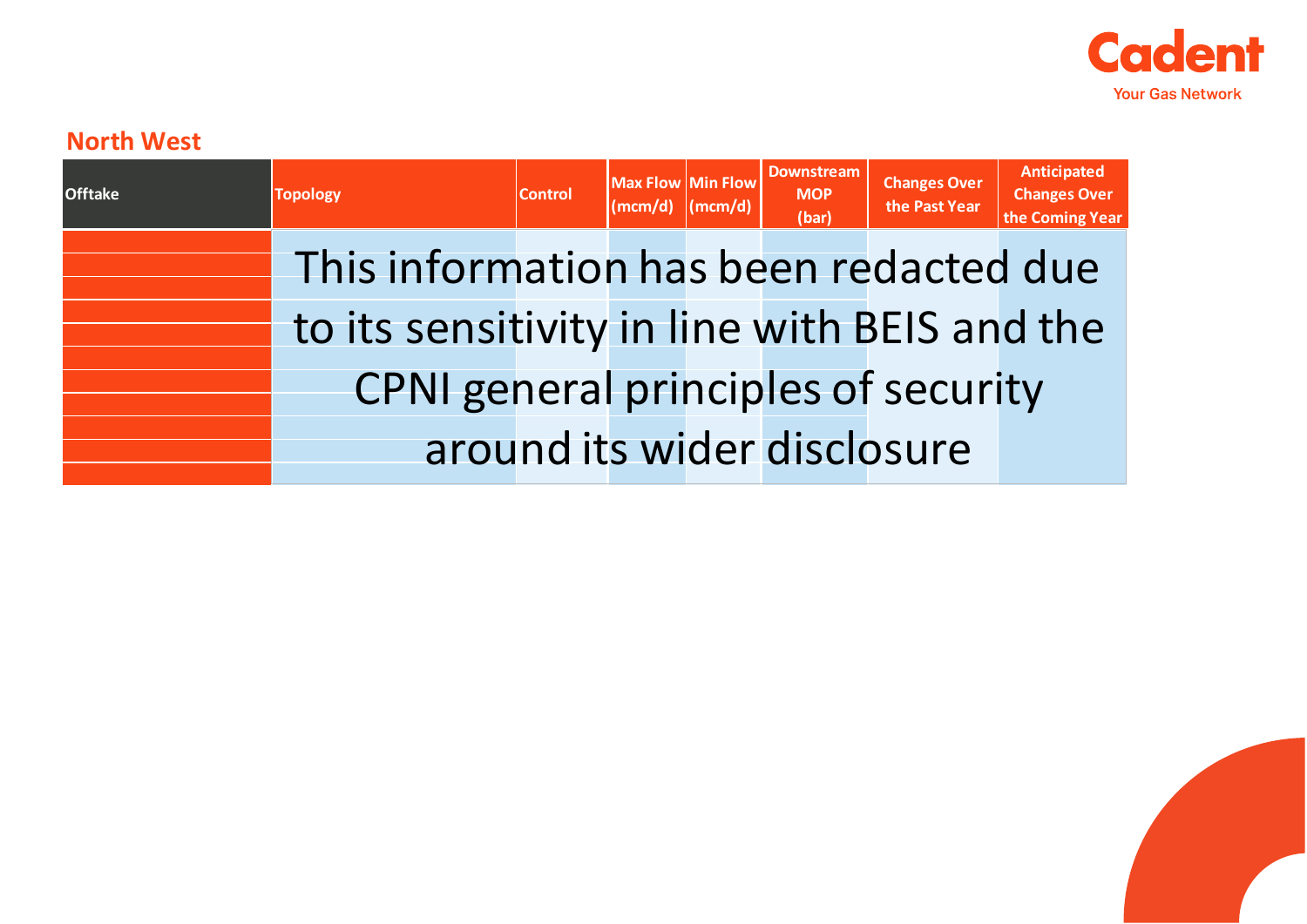## North West

| Offtake | Topology | Control | Max Flow (mcm/d) | Min Flow (mcm/d) | Downstream MOP (bar) | Changes Over the Past Year | Anticipated Changes Over the Coming Year |
|---|---|---|---|---|---|---|---|
| | | | | | | | |

This information has been redacted due to its sensitivity in line with BEIS and the CPNI general principles of security around its wider disclosure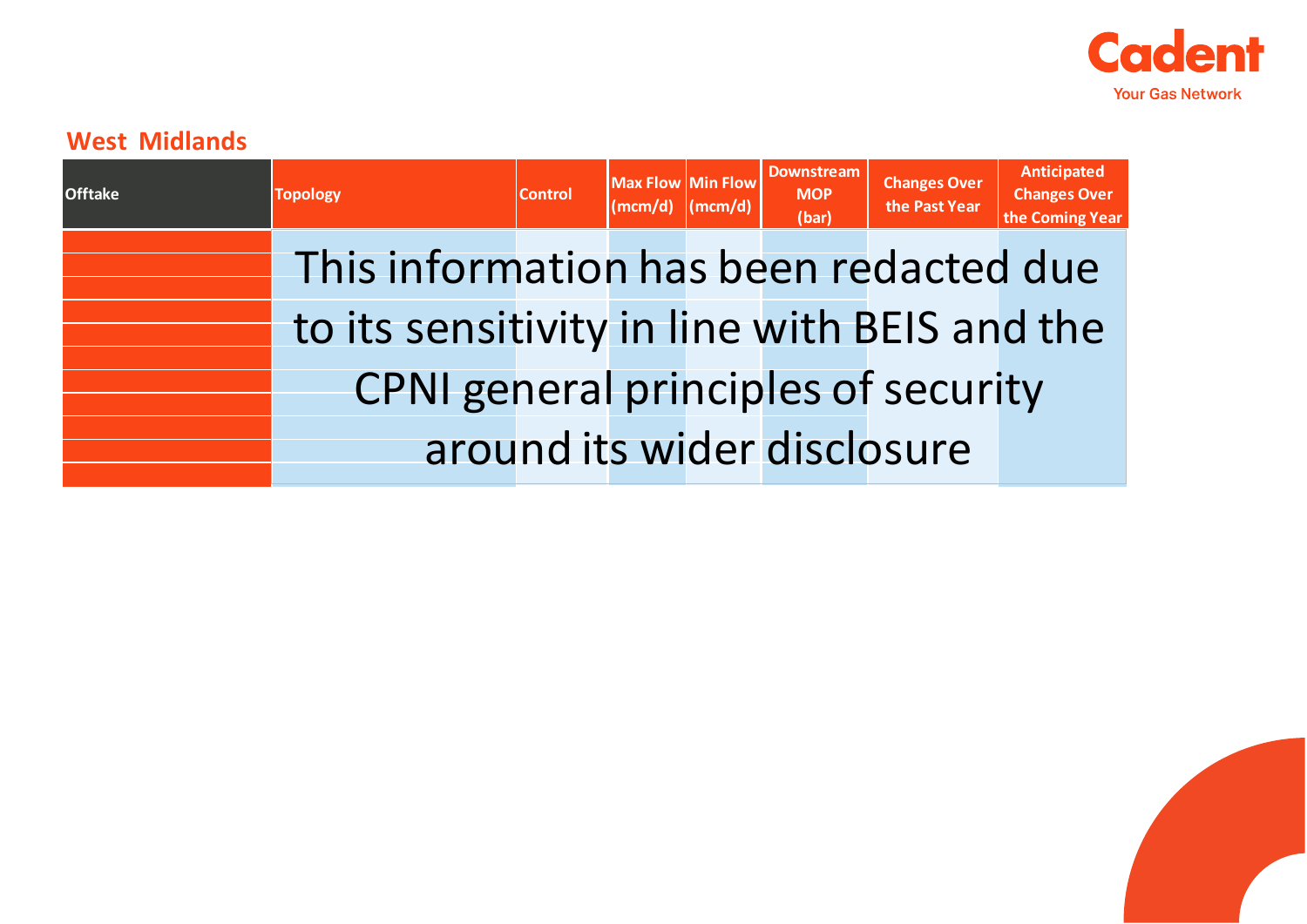## West Midlands

| Offtake | Topology | Control | Max Flow (mcm/d) | Min Flow (mcm/d) | Downstream MOP (bar) | Changes Over the Past Year | Anticipated Changes Over the Coming Year |
|---|---|---|---|---|---|---|---|
| | | | | | | | |
| | | | | | | | |
| | | | | | | | |
| | | | | | | | |
| | | | | | | | |
| | | | | | | | |
| | | | | | | | |
| | | | | | | | |
| | | | | | | | |
| | | | | | | | |
| | | | | | | | |

This information has been redacted due to its sensitivity in line with BEIS and the CPNI general principles of security around its wider disclosure